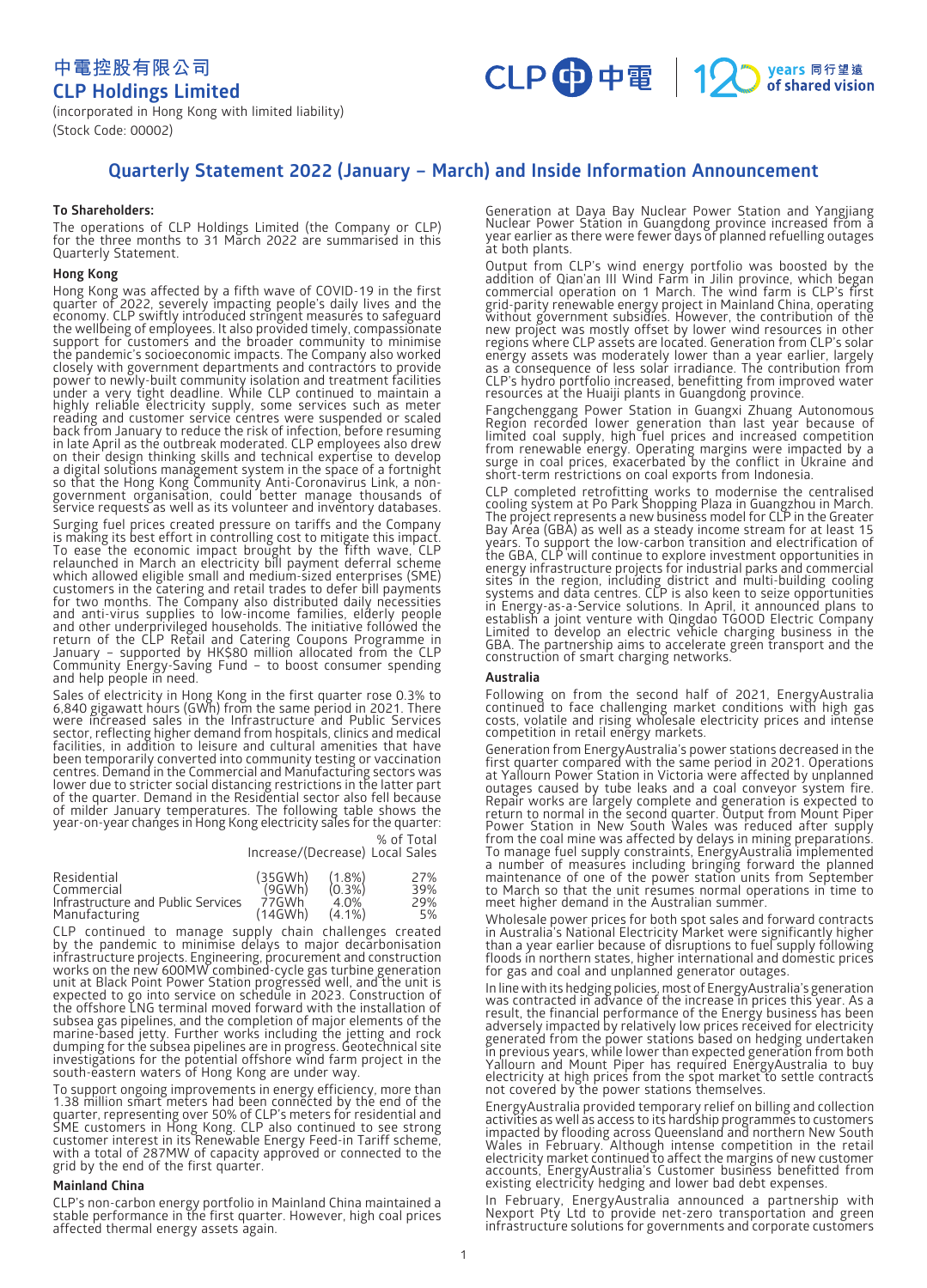# 中電控股有限公司
# CLP Holdings Limited

(incorporated in Hong Kong with limited liability)
(Stock Code: 00002)

## Quarterly Statement 2022 (January – March) and Inside Information Announcement

**To Shareholders:**

The operations of CLP Holdings Limited (the Company or CLP) for the three months to 31 March 2022 are summarised in this Quarterly Statement.

### Hong Kong

Hong Kong was affected by a fifth wave of COVID-19 in the first quarter of 2022, severely impacting people's daily lives and the economy. CLP swiftly introduced stringent measures to safeguard the wellbeing of employees. It also provided timely, compassionate support for customers and the broader community to minimise the pandemic's socioeconomic impacts. The Company also worked closely with government departments and contractors to provide power to newly-built community isolation and treatment facilities under a very tight deadline. While CLP continued to maintain a highly reliable electricity supply, some services such as meter reading and customer service centres were suspended or scaled back from January to reduce the risk of infection, before resuming in late April as the outbreak moderated. CLP employees also drew on their design thinking skills and technical expertise to develop a digital solutions management system in the space of a fortnight so that the Hong Kong Community Anti-Coronavirus Link, a non-government organisation, could better manage thousands of service requests as well as its volunteer and inventory databases.

Surging fuel prices created pressure on tariffs and the Company is making its best effort in controlling cost to mitigate this impact. To ease the economic impact brought by the fifth wave, CLP relaunched in March an electricity bill payment deferral scheme which allowed eligible small and medium-sized enterprises (SME) customers in the catering and retail trades to defer bill payments for two months. The Company also distributed daily necessities and anti-virus supplies to low-income families, elderly people and other underprivileged households. The initiative followed the return of the CLP Retail and Catering Coupons Programme in January – supported by HK$80 million allocated from the CLP Community Energy-Saving Fund – to boost consumer spending and help people in need.

Sales of electricity in Hong Kong in the first quarter rose 0.3% to 6,840 gigawatt hours (GWh) from the same period in 2021. There were increased sales in the Infrastructure and Public Services sector, reflecting higher demand from hospitals, clinics and medical facilities, in addition to leisure and cultural amenities that have been temporarily converted into community testing or vaccination centres. Demand in the Commercial and Manufacturing sectors was lower due to stricter social distancing restrictions in the latter part of the quarter. Demand in the Residential sector also fell because of milder January temperatures. The following table shows the year-on-year changes in Hong Kong electricity sales for the quarter:

| | Increase/(Decrease) | | % of Total Local Sales |
|---|---|---|---|
| Residential | (35GWh) | (1.8%) | 27% |
| Commercial | (9GWh) | (0.3%) | 39% |
| Infrastructure and Public Services | 77GWh | 4.0% | 29% |
| Manufacturing | (14GWh) | (4.1%) | 5% |

CLP continued to manage supply chain challenges created by the pandemic to minimise delays to major decarbonisation infrastructure projects. Engineering, procurement and construction works on the new 600MW combined-cycle gas turbine generation unit at Black Point Power Station progressed well, and the unit is expected to go into service on schedule in 2023. Construction of the offshore LNG terminal moved forward with the installation of subsea gas pipelines, and the completion of major elements of the marine-based jetty. Further works including the jetting and rock dumping for the subsea pipelines are in progress. Geotechnical site investigations for the potential offshore wind farm project in the south-eastern waters of Hong Kong are under way.

To support ongoing improvements in energy efficiency, more than 1.38 million smart meters had been connected by the end of the quarter, representing over 50% of CLP's meters for residential and SME customers in Hong Kong. CLP also continued to see strong customer interest in its Renewable Energy Feed-in Tariff scheme, with a total of 287MW of capacity approved or connected to the grid by the end of the first quarter.

### Mainland China

CLP's non-carbon energy portfolio in Mainland China maintained a stable performance in the first quarter. However, high coal prices affected thermal energy assets again.

Generation at Daya Bay Nuclear Power Station and Yangjiang Nuclear Power Station in Guangdong province increased from a year earlier as there were fewer days of planned refuelling outages at both plants.

Output from CLP's wind energy portfolio was boosted by the addition of Qian'an III Wind Farm in Jilin province, which began commercial operation on 1 March. The wind farm is CLP's first grid-parity renewable energy project in Mainland China, operating without government subsidies. However, the contribution of the new project was mostly offset by lower wind resources in other regions where CLP assets are located. Generation from CLP's solar energy assets was moderately lower than a year earlier, largely as a consequence of less solar irradiance. The contribution from CLP's hydro portfolio increased, benefitting from improved water resources at the Huaiji plants in Guangdong province.

Fangchenggang Power Station in Guangxi Zhuang Autonomous Region recorded lower generation than last year because of limited coal supply, high fuel prices and increased competition from renewable energy. Operating margins were impacted by a surge in coal prices, exacerbated by the conflict in Ukraine and short-term restrictions on coal exports from Indonesia.

CLP completed retrofitting works to modernise the centralised cooling system at Po Park Shopping Plaza in Guangzhou in March. The project represents a new business model for CLP in the Greater Bay Area (GBA) as well as a steady income stream for at least 15 years. To support the low-carbon transition and electrification of the GBA, CLP will continue to explore investment opportunities in energy infrastructure projects for industrial parks and commercial sites in the region, including district and multi-building cooling systems and data centres. CLP is also keen to seize opportunities in Energy-as-a-Service solutions. In April, it announced plans to establish a joint venture with Qingdao TGOOD Electric Company Limited to develop an electric vehicle charging business in the GBA. The partnership aims to accelerate green transport and the construction of smart charging networks.

### Australia

Following on from the second half of 2021, EnergyAustralia continued to face challenging market conditions with high gas costs, volatile and rising wholesale electricity prices and intense competition in retail energy markets.

Generation from EnergyAustralia's power stations decreased in the first quarter compared with the same period in 2021. Operations at Yallourn Power Station in Victoria were affected by unplanned outages caused by tube leaks and a coal conveyor system fire. Repair works are largely complete and generation is expected to return to normal in the second quarter. Output from Mount Piper Power Station in New South Wales was reduced after supply from the coal mine was affected by delays in mining preparations. To manage fuel supply constraints, EnergyAustralia implemented a number of measures including bringing forward the planned maintenance of one of the power station units from September to March so that the unit resumes normal operations in time to meet higher demand in the Australian summer.

Wholesale power prices for both spot sales and forward contracts in Australia's National Electricity Market were significantly higher than a year earlier because of disruptions to fuel supply following floods in northern states, higher international and domestic prices for gas and coal and unplanned generator outages.

In line with its hedging policies, most of EnergyAustralia's generation was contracted in advance of the increase in prices this year. As a result, the financial performance of the Energy business has been adversely impacted by relatively low prices received for electricity generated from the power stations based on hedging undertaken in previous years, while lower than expected generation from both Yallourn and Mount Piper has required EnergyAustralia to buy electricity at high prices from the spot market to settle contracts not covered by the power stations themselves.

EnergyAustralia provided temporary relief on billing and collection activities as well as access to its hardship programmes to customers impacted by flooding across Queensland and northern New South Wales in February. Although intense competition in the retail electricity market continued to affect the margins of new customer accounts, EnergyAustralia's Customer business benefitted from existing electricity hedging and lower bad debt expenses.

In February, EnergyAustralia announced a partnership with Nexport Pty Ltd to provide net-zero transportation and green infrastructure solutions for governments and corporate customers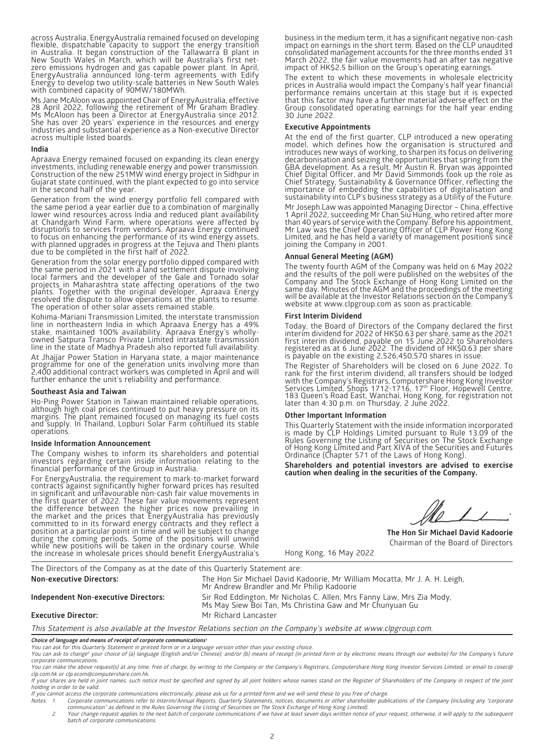across Australia. EnergyAustralia remained focused on developing flexible, dispatchable capacity to support the energy transition in Australia. It began construction of the Tallawarra B plant in New South Wales in March, which will be Australia's first net-zero emissions hydrogen and gas capable power plant. In April, EnergyAustralia announced long-term agreements with Edify Energy to develop two utility-scale batteries in New South Wales with combined capacity of 90MW/180MWh.

Ms Jane McAloon was appointed Chair of EnergyAustralia, effective 28 April 2022, following the retirement of Mr Graham Bradley. Ms McAloon has been a Director at EnergyAustralia since 2012. She has over 20 years' experience in the resources and energy industries and substantial experience as a Non-executive Director across multiple listed boards.

**India**

Apraava Energy remained focused on expanding its clean energy investments, including renewable energy and power transmission. Construction of the new 251MW wind energy project in Sidhpur in Gujarat state continued, with the plant expected to go into service in the second half of the year.

Generation from the wind energy portfolio fell compared with the same period a year earlier due to a combination of marginally lower wind resources across India and reduced plant availability at Chandgarh Wind Farm, where operations were affected by disruptions to services from vendors. Apraava Energy continued to focus on enhancing the performance of its wind energy assets, with planned upgrades in progress at the Tejuva and Theni plants due to be completed in the first half of 2022.

Generation from the solar energy portfolio dipped compared with the same period in 2021 with a land settlement dispute involving local farmers and the developer of the Gale and Tornado solar projects in Maharashtra state affecting operations of the two plants. Together with the original developer, Apraava Energy resolved the dispute to allow operations at the plants to resume. The operation of other solar assets remained stable.

Kohima-Mariani Transmission Limited, the interstate transmission line in northeastern India in which Apraava Energy has a 49% stake, maintained 100% availability. Apraava Energy's wholly-owned Satpura Transco Private Limited intrastate transmission line in the state of Madhya Pradesh also reported full availability.

At Jhajjar Power Station in Haryana state, a major maintenance programme for one of the generation units involving more than 2,400 additional contract workers was completed in April and will further enhance the unit's reliability and performance.

**Southeast Asia and Taiwan**

Ho-Ping Power Station in Taiwan maintained reliable operations, although high coal prices continued to put heavy pressure on its margins. The plant remained focused on managing its fuel costs and supply. In Thailand, Lopburi Solar Farm continued its stable operations.

**Inside Information Announcement**

The Company wishes to inform its shareholders and potential investors regarding certain inside information relating to the financial performance of the Group in Australia.

For EnergyAustralia, the requirement to mark-to-market forward contracts against significantly higher forward prices has resulted in significant and unfavourable non-cash fair value movements in the first quarter of 2022. These fair value movements represent the difference between the higher prices now prevailing in the market and the prices that EnergyAustralia has previously committed to in its forward energy contracts and they reflect a position at a particular point in time and will be subject to change during the coming periods. Some of the positions will unwind while new positions will be taken in the ordinary course. While the increase in wholesale prices should benefit EnergyAustralia's business in the medium term, it has a significant negative non-cash impact on earnings in the short term. Based on the CLP unaudited consolidated management accounts for the three months ended 31 March 2022, the fair value movements had an after tax negative impact of HK$2.5 billion on the Group's operating earnings.

The extent to which these movements in wholesale electricity prices in Australia would impact the Company's half year financial performance remains uncertain at this stage but it is expected that this factor may have a further material adverse effect on the Group consolidated operating earnings for the half year ending 30 June 2022.

**Executive Appointments**

At the end of the first quarter, CLP introduced a new operating model, which defines how the organisation is structured and introduces new ways of working, to sharpen its focus on delivering decarbonisation and seizing the opportunities that spring from the GBA development. As a result, Mr Austin R. Bryan was appointed Chief Digital Officer, and Mr David Simmonds took up the role as Chief Strategy, Sustainability & Governance Officer, reflecting the importance of embedding the capabilities of digitalisation and sustainability into CLP's business strategy as a Utility of the Future.

Mr Joseph Law was appointed Managing Director – China, effective 1 April 2022, succeeding Mr Chan Siu Hung, who retired after more than 40 years of service with the Company. Before his appointment, Mr Law was the Chief Operating Officer of CLP Power Hong Kong Limited, and he has held a variety of management positions since joining the Company in 2001.

**Annual General Meeting (AGM)**

The twenty fourth AGM of the Company was held on 6 May 2022 and the results of the poll were published on the websites of the Company and The Stock Exchange of Hong Kong Limited on the same day. Minutes of the AGM and the proceedings of the meeting will be available at the Investor Relations section on the Company's website at www.clpgroup.com as soon as practicable.

**First Interim Dividend**

Today, the Board of Directors of the Company declared the first interim dividend for 2022 of HK$0.63 per share, same as the 2021 first interim dividend, payable on 15 June 2022 to Shareholders registered as at 6 June 2022. The dividend of HK$0.63 per share is payable on the existing 2,526,450,570 shares in issue.

The Register of Shareholders will be closed on 6 June 2022. To rank for the first interim dividend, all transfers should be lodged with the Company's Registrars, Computershare Hong Kong Investor Services Limited, Shops 1712-1716, 17th Floor, Hopewell Centre, 183 Queen's Road East, Wanchai, Hong Kong, for registration not later than 4:30 p.m. on Thursday, 2 June 2022.

**Other Important Information**

This Quarterly Statement with the inside information incorporated is made by CLP Holdings Limited pursuant to Rule 13.09 of the Rules Governing the Listing of Securities on The Stock Exchange of Hong Kong Limited and Part XIVA of the Securities and Futures Ordinance (Chapter 571 of the Laws of Hong Kong).

**Shareholders and potential investors are advised to exercise caution when dealing in the securities of the Company.**

**The Hon Sir Michael David Kadoorie**
Chairman of the Board of Directors

Hong Kong, 16 May 2022

The Directors of the Company as at the date of this Quarterly Statement are:

| | |
|---|---|
| **Non-executive Directors:** | The Hon Sir Michael David Kadoorie, Mr William Mocatta, Mr J. A. H. Leigh, Mr Andrew Brandler and Mr Philip Kadoorie |
| **Independent Non-executive Directors:** | Sir Rod Eddington, Mr Nicholas C. Allen, Mrs Fanny Law, Mrs Zia Mody, Ms May Siew Boi Tan, Ms Christina Gaw and Mr Chunyuan Gu |
| **Executive Director:** | Mr Richard Lancaster |

*This Statement is also available at the Investor Relations section on the Company's website at www.clpgroup.com.*

***Choice of language and means of receipt of corporate communications[1]***

*You can ask for this Quarterly Statement in printed form or in a language version other than your existing choice.*

*You can ask to change[2] your choice of (a) language (English and/or Chinese); and/or (b) means of receipt (in printed form or by electronic means through our website) for the Company's future corporate communications.*

*You can make the above request(s) at any time, free of charge, by writing to the Company or the Company's Registrars, Computershare Hong Kong Investor Services Limited, or email to cosec@clp.com.hk or clp.ecom@computershare.com.hk.*

*If your shares are held in joint names, such notice must be specified and signed by all joint holders whose names stand on the Register of Shareholders of the Company in respect of the joint holding in order to be valid.*

*If you cannot access the corporate communications electronically, please ask us for a printed form and we will send these to you free of charge.*

*Notes: 1. Corporate communications refer to Interim/Annual Reports, Quarterly Statements, notices, documents or other shareholder publications of the Company (including any "corporate communication" as defined in the Rules Governing the Listing of Securities on The Stock Exchange of Hong Kong Limited).*

*2. Your change request applies to the next batch of corporate communications if we have at least seven days written notice of your request, otherwise, it will apply to the subsequent batch of corporate communications.*